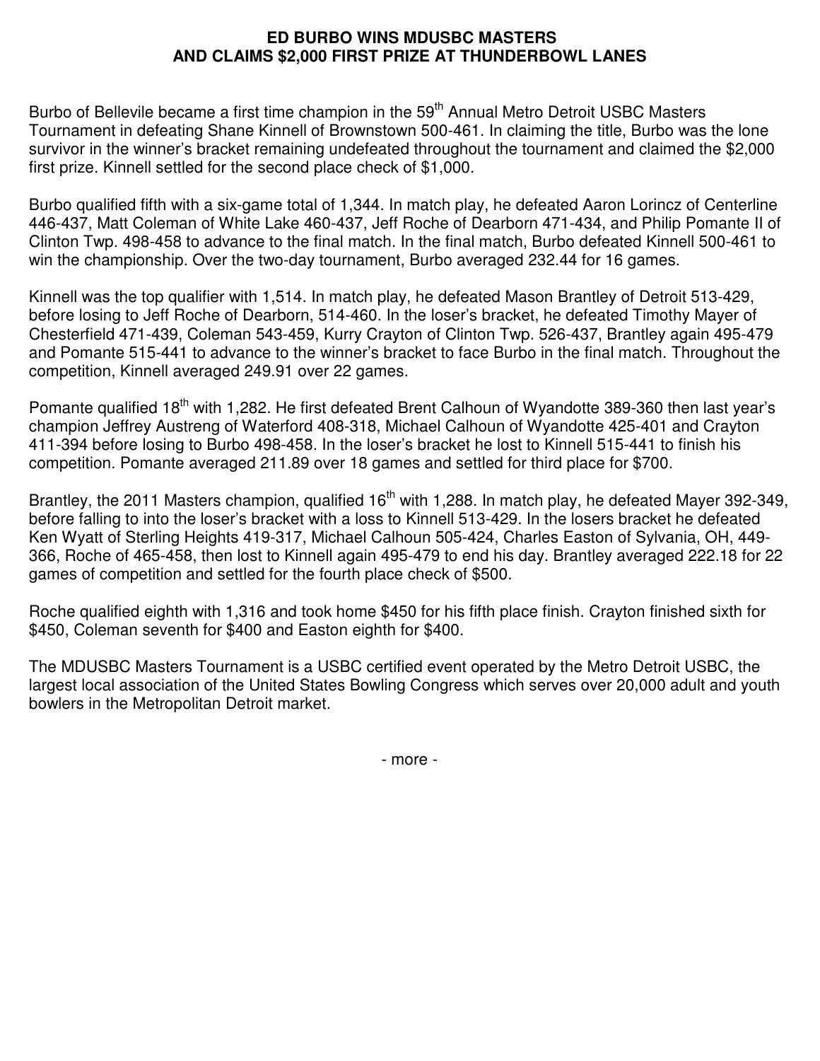# ED BURBO WINS MDUSBC MASTERS AND CLAIMS $2,000 FIRST PRIZE AT THUNDERBOWL LANES

Burbo of Bellevile became a first time champion in the 59th Annual Metro Detroit USBC Masters Tournament in defeating Shane Kinnell of Brownstown 500-461. In claiming the title, Burbo was the lone survivor in the winner's bracket remaining undefeated throughout the tournament and claimed the $2,000 first prize. Kinnell settled for the second place check of $1,000.

Burbo qualified fifth with a six-game total of 1,344. In match play, he defeated Aaron Lorincz of Centerline 446-437, Matt Coleman of White Lake 460-437, Jeff Roche of Dearborn 471-434, and Philip Pomante II of Clinton Twp. 498-458 to advance to the final match. In the final match, Burbo defeated Kinnell 500-461 to win the championship. Over the two-day tournament, Burbo averaged 232.44 for 16 games.

Kinnell was the top qualifier with 1,514. In match play, he defeated Mason Brantley of Detroit 513-429, before losing to Jeff Roche of Dearborn, 514-460. In the loser's bracket, he defeated Timothy Mayer of Chesterfield 471-439, Coleman 543-459, Kurry Crayton of Clinton Twp. 526-437, Brantley again 495-479 and Pomante 515-441 to advance to the winner's bracket to face Burbo in the final match. Throughout the competition, Kinnell averaged 249.91 over 22 games.

Pomante qualified 18th with 1,282. He first defeated Brent Calhoun of Wyandotte 389-360 then last year's champion Jeffrey Austreng of Waterford 408-318, Michael Calhoun of Wyandotte 425-401 and Crayton 411-394 before losing to Burbo 498-458. In the loser's bracket he lost to Kinnell 515-441 to finish his competition. Pomante averaged 211.89 over 18 games and settled for third place for $700.

Brantley, the 2011 Masters champion, qualified 16th with 1,288. In match play, he defeated Mayer 392-349, before falling to into the loser's bracket with a loss to Kinnell 513-429. In the losers bracket he defeated Ken Wyatt of Sterling Heights 419-317, Michael Calhoun 505-424, Charles Easton of Sylvania, OH, 449-366, Roche of 465-458, then lost to Kinnell again 495-479 to end his day. Brantley averaged 222.18 for 22 games of competition and settled for the fourth place check of $500.

Roche qualified eighth with 1,316 and took home $450 for his fifth place finish. Crayton finished sixth for $450, Coleman seventh for $400 and Easton eighth for $400.

The MDUSBC Masters Tournament is a USBC certified event operated by the Metro Detroit USBC, the largest local association of the United States Bowling Congress which serves over 20,000 adult and youth bowlers in the Metropolitan Detroit market.

- more -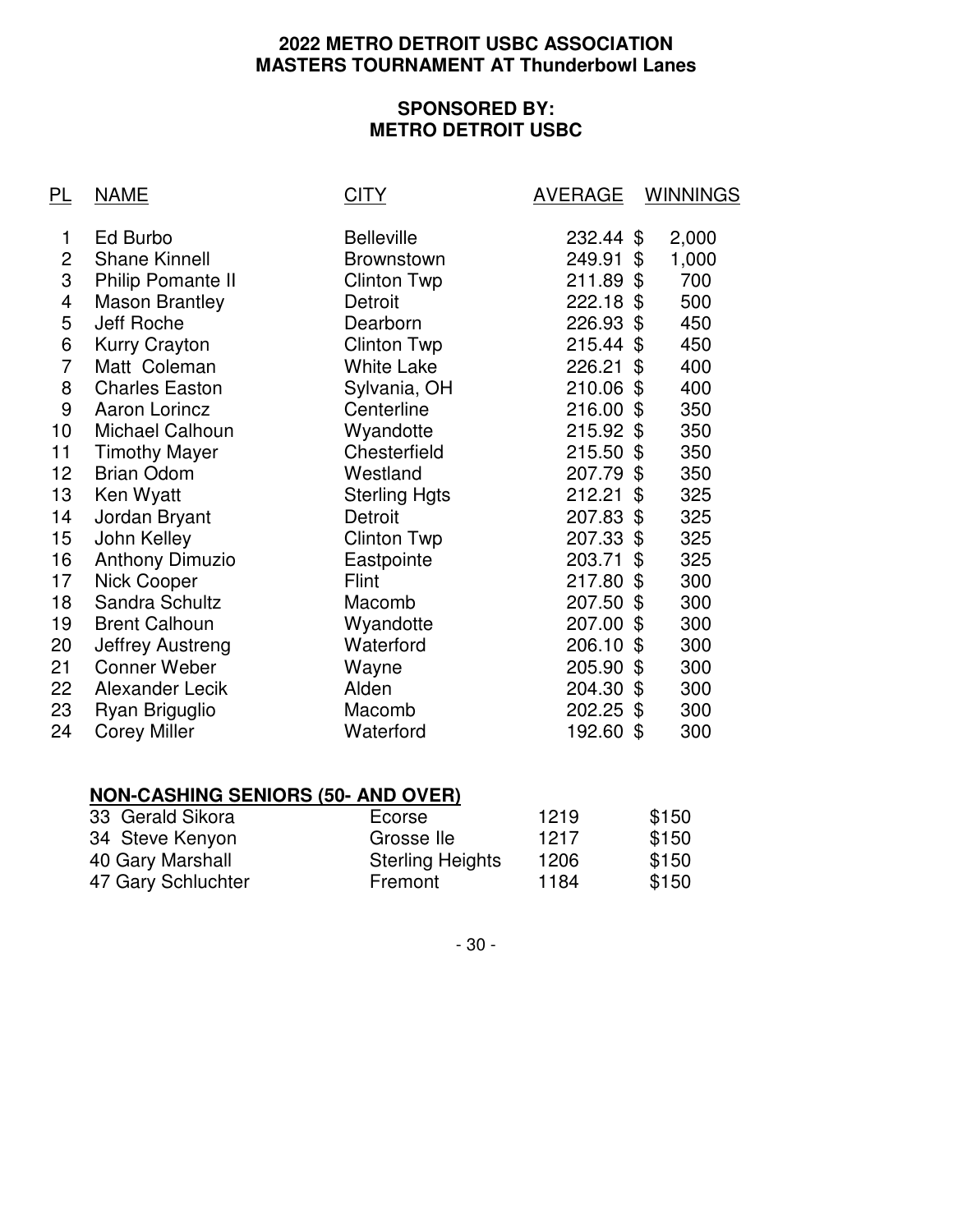**2022 METRO DETROIT USBC ASSOCIATION**
**MASTERS TOURNAMENT AT Thunderbowl Lanes**

**SPONSORED BY:**
**METRO DETROIT USBC**

| PL | NAME | CITY | AVERAGE | WINNINGS |
|---|---|---|---|---|
| 1 | Ed Burbo | Belleville | 232.44 | $ 2,000 |
| 2 | Shane Kinnell | Brownstown | 249.91 | $ 1,000 |
| 3 | Philip Pomante II | Clinton Twp | 211.89 | $ 700 |
| 4 | Mason Brantley | Detroit | 222.18 | $ 500 |
| 5 | Jeff Roche | Dearborn | 226.93 | $ 450 |
| 6 | Kurry Crayton | Clinton Twp | 215.44 | $ 450 |
| 7 | Matt Coleman | White Lake | 226.21 | $ 400 |
| 8 | Charles Easton | Sylvania, OH | 210.06 | $ 400 |
| 9 | Aaron Lorincz | Centerline | 216.00 | $ 350 |
| 10 | Michael Calhoun | Wyandotte | 215.92 | $ 350 |
| 11 | Timothy Mayer | Chesterfield | 215.50 | $ 350 |
| 12 | Brian Odom | Westland | 207.79 | $ 350 |
| 13 | Ken Wyatt | Sterling Hgts | 212.21 | $ 325 |
| 14 | Jordan Bryant | Detroit | 207.83 | $ 325 |
| 15 | John Kelley | Clinton Twp | 207.33 | $ 325 |
| 16 | Anthony Dimuzio | Eastpointe | 203.71 | $ 325 |
| 17 | Nick Cooper | Flint | 217.80 | $ 300 |
| 18 | Sandra Schultz | Macomb | 207.50 | $ 300 |
| 19 | Brent Calhoun | Wyandotte | 207.00 | $ 300 |
| 20 | Jeffrey Austreng | Waterford | 206.10 | $ 300 |
| 21 | Conner Weber | Wayne | 205.90 | $ 300 |
| 22 | Alexander Lecik | Alden | 204.30 | $ 300 |
| 23 | Ryan Briguglio | Macomb | 202.25 | $ 300 |
| 24 | Corey Miller | Waterford | 192.60 | $ 300 |

**NON-CASHING SENIORS (50- AND OVER)**

| | | | |
|---|---|---|---|
| 33 Gerald Sikora | Ecorse | 1219 | $150 |
| 34 Steve Kenyon | Grosse Ile | 1217 | $150 |
| 40 Gary Marshall | Sterling Heights | 1206 | $150 |
| 47 Gary Schluchter | Fremont | 1184 | $150 |